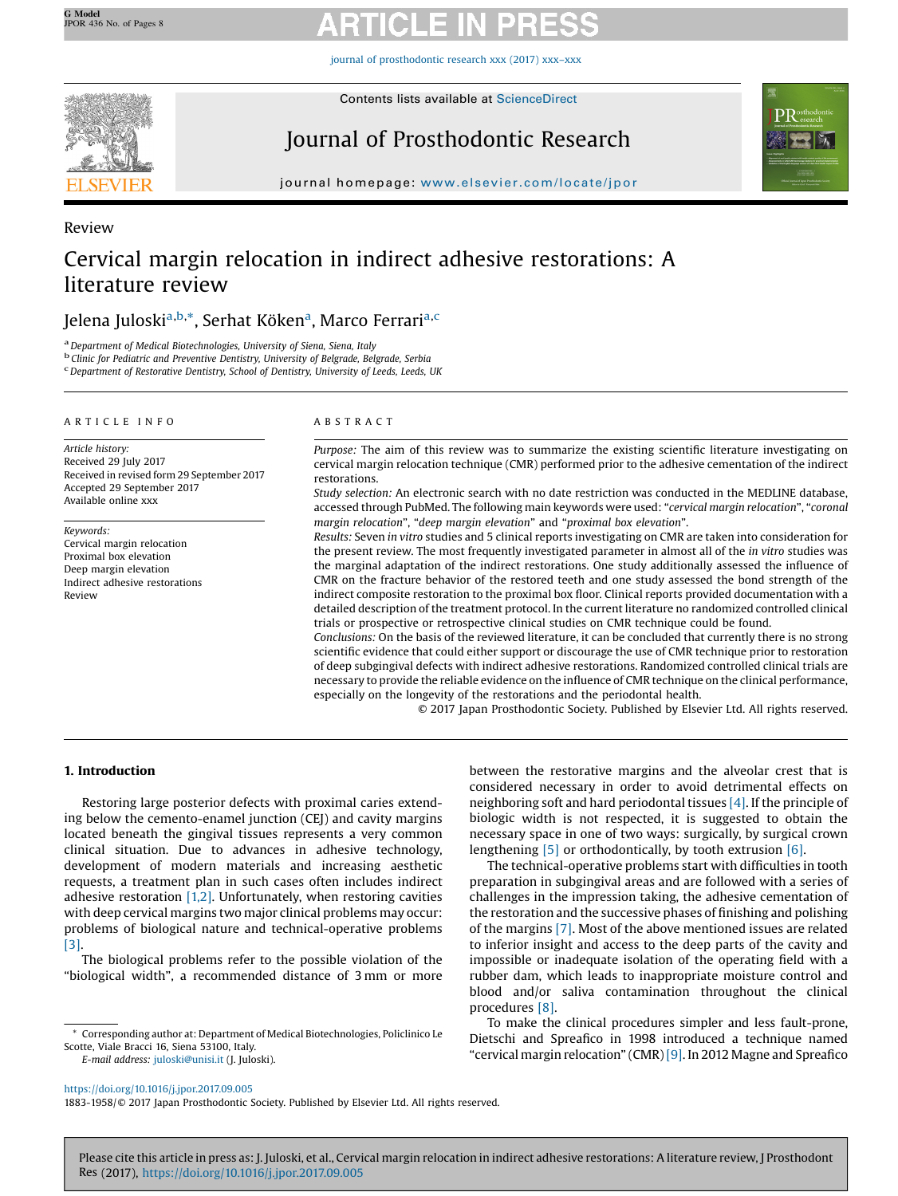Review

# Cervical margin relocation in indirect adhesive restorations: A literature review

Jelena Juloski[a,b,*], Serhat Köken[a], Marco Ferrari[a,c]

[a] Department of Medical Biotechnologies, University of Siena, Siena, Italy
[b] Clinic for Pediatric and Preventive Dentistry, University of Belgrade, Belgrade, Serbia
[c] Department of Restorative Dentistry, School of Dentistry, University of Leeds, Leeds, UK

ARTICLE INFO

*Article history:*
Received 29 July 2017
Received in revised form 29 September 2017
Accepted 29 September 2017
Available online xxx

*Keywords:*
Cervical margin relocation
Proximal box elevation
Deep margin elevation
Indirect adhesive restorations
Review

ABSTRACT

*Purpose:* The aim of this review was to summarize the existing scientific literature investigating on cervical margin relocation technique (CMR) performed prior to the adhesive cementation of the indirect restorations.

*Study selection:* An electronic search with no date restriction was conducted in the MEDLINE database, accessed through PubMed. The following main keywords were used: "*cervical margin relocation*", "*coronal margin relocation*", "*deep margin elevation*" and "*proximal box elevation*".

*Results:* Seven *in vitro* studies and 5 clinical reports investigating on CMR are taken into consideration for the present review. The most frequently investigated parameter in almost all of the *in vitro* studies was the marginal adaptation of the indirect restorations. One study additionally assessed the influence of CMR on the fracture behavior of the restored teeth and one study assessed the bond strength of the indirect composite restoration to the proximal box floor. Clinical reports provided documentation with a detailed description of the treatment protocol. In the current literature no randomized controlled clinical trials or prospective or retrospective clinical studies on CMR technique could be found.

*Conclusions:* On the basis of the reviewed literature, it can be concluded that currently there is no strong scientific evidence that could either support or discourage the use of CMR technique prior to restoration of deep subgingival defects with indirect adhesive restorations. Randomized controlled clinical trials are necessary to provide the reliable evidence on the influence of CMR technique on the clinical performance, especially on the longevity of the restorations and the periodontal health.

© 2017 Japan Prosthodontic Society. Published by Elsevier Ltd. All rights reserved.

## 1. Introduction

Restoring large posterior defects with proximal caries extending below the cemento-enamel junction (CEJ) and cavity margins located beneath the gingival tissues represents a very common clinical situation. Due to advances in adhesive technology, development of modern materials and increasing aesthetic requests, a treatment plan in such cases often includes indirect adhesive restoration [1,2]. Unfortunately, when restoring cavities with deep cervical margins two major clinical problems may occur: problems of biological nature and technical-operative problems [3].

The biological problems refer to the possible violation of the "biological width", a recommended distance of 3 mm or more between the restorative margins and the alveolar crest that is considered necessary in order to avoid detrimental effects on neighboring soft and hard periodontal tissues [4]. If the principle of biologic width is not respected, it is suggested to obtain the necessary space in one of two ways: surgically, by surgical crown lengthening [5] or orthodontically, by tooth extrusion [6].

The technical-operative problems start with difficulties in tooth preparation in subgingival areas and are followed with a series of challenges in the impression taking, the adhesive cementation of the restoration and the successive phases of finishing and polishing of the margins [7]. Most of the above mentioned issues are related to inferior insight and access to the deep parts of the cavity and impossible or inadequate isolation of the operating field with a rubber dam, which leads to inappropriate moisture control and blood and/or saliva contamination throughout the clinical procedures [8].

To make the clinical procedures simpler and less fault-prone, Dietschi and Spreafico in 1998 introduced a technique named "cervical margin relocation" (CMR) [9]. In 2012 Magne and Spreafico

* Corresponding author at: Department of Medical Biotechnologies, Policlinico Le Scotte, Viale Bracci 16, Siena 53100, Italy.
*E-mail address:* juloski@unisi.it (J. Juloski).

https://doi.org/10.1016/j.jpor.2017.09.005
1883-1958/© 2017 Japan Prosthodontic Society. Published by Elsevier Ltd. All rights reserved.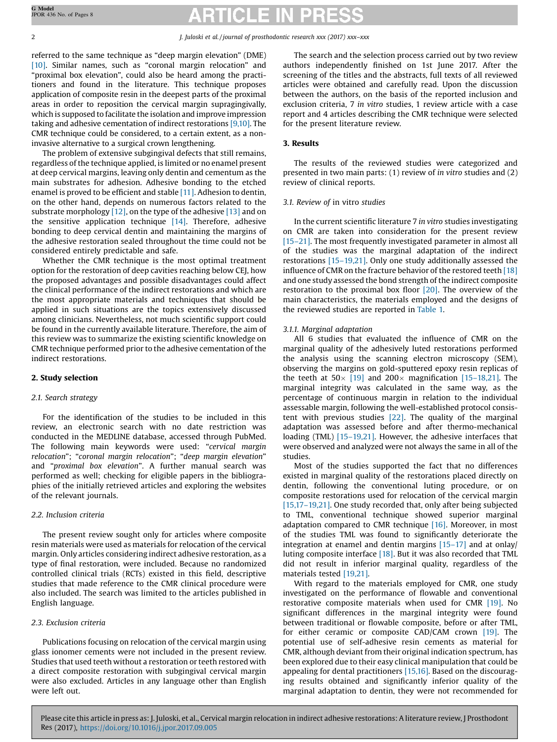referred to the same technique as "deep margin elevation" (DME) [10]. Similar names, such as "coronal margin relocation" and "proximal box elevation", could also be heard among the practitioners and found in the literature. This technique proposes application of composite resin in the deepest parts of the proximal areas in order to reposition the cervical margin supragingivally, which is supposed to facilitate the isolation and improve impression taking and adhesive cementation of indirect restorations [9,10]. The CMR technique could be considered, to a certain extent, as a non-invasive alternative to a surgical crown lengthening.

The problem of extensive subgingival defects that still remains, regardless of the technique applied, is limited or no enamel present at deep cervical margins, leaving only dentin and cementum as the main substrates for adhesion. Adhesive bonding to the etched enamel is proved to be efficient and stable [11]. Adhesion to dentin, on the other hand, depends on numerous factors related to the substrate morphology [12], on the type of the adhesive [13] and on the sensitive application technique [14]. Therefore, adhesive bonding to deep cervical dentin and maintaining the margins of the adhesive restoration sealed throughout the time could not be considered entirely predictable and safe.

Whether the CMR technique is the most optimal treatment option for the restoration of deep cavities reaching below CEJ, how the proposed advantages and possible disadvantages could affect the clinical performance of the indirect restorations and which are the most appropriate materials and techniques that should be applied in such situations are the topics extensively discussed among clinicians. Nevertheless, not much scientific support could be found in the currently available literature. Therefore, the aim of this review was to summarize the existing scientific knowledge on CMR technique performed prior to the adhesive cementation of the indirect restorations.

## 2. Study selection

### 2.1. Search strategy

For the identification of the studies to be included in this review, an electronic search with no date restriction was conducted in the MEDLINE database, accessed through PubMed. The following main keywords were used: "*cervical margin relocation*"; "*coronal margin relocation*"; "*deep margin elevation*" and "*proximal box elevation*". A further manual search was performed as well; checking for eligible papers in the bibliographies of the initially retrieved articles and exploring the websites of the relevant journals.

### 2.2. Inclusion criteria

The present review sought only for articles where composite resin materials were used as materials for relocation of the cervical margin. Only articles considering indirect adhesive restoration, as a type of final restoration, were included. Because no randomized controlled clinical trials (RCTs) existed in this field, descriptive studies that made reference to the CMR clinical procedure were also included. The search was limited to the articles published in English language.

### 2.3. Exclusion criteria

Publications focusing on relocation of the cervical margin using glass ionomer cements were not included in the present review. Studies that used teeth without a restoration or teeth restored with a direct composite restoration with subgingival cervical margin were also excluded. Articles in any language other than English were left out.

The search and the selection process carried out by two review authors independently finished on 1st June 2017. After the screening of the titles and the abstracts, full texts of all reviewed articles were obtained and carefully read. Upon the discussion between the authors, on the basis of the reported inclusion and exclusion criteria, 7 *in vitro* studies, 1 review article with a case report and 4 articles describing the CMR technique were selected for the present literature review.

## 3. Results

The results of the reviewed studies were categorized and presented in two main parts: (1) review of *in vitro* studies and (2) review of clinical reports.

### 3.1. Review of *in vitro* studies

In the current scientific literature 7 *in vitro* studies investigating on CMR are taken into consideration for the present review [15–21]. The most frequently investigated parameter in almost all of the studies was the marginal adaptation of the indirect restorations [15–19,21]. Only one study additionally assessed the influence of CMR on the fracture behavior of the restored teeth [18] and one study assessed the bond strength of the indirect composite restoration to the proximal box floor [20]. The overview of the main characteristics, the materials employed and the designs of the reviewed studies are reported in Table 1.

#### 3.1.1. Marginal adaptation

All 6 studies that evaluated the influence of CMR on the marginal quality of the adhesively luted restorations performed the analysis using the scanning electron microscopy (SEM), observing the margins on gold-sputtered epoxy resin replicas of the teeth at 50× [19] and 200× magnification [15–18,21]. The marginal integrity was calculated in the same way, as the percentage of continuous margin in relation to the individual assessable margin, following the well-established protocol consistent with previous studies [22]. The quality of the marginal adaptation was assessed before and after thermo-mechanical loading (TML) [15–19,21]. However, the adhesive interfaces that were observed and analyzed were not always the same in all of the studies.

Most of the studies supported the fact that no differences existed in marginal quality of the restorations placed directly on dentin, following the conventional luting procedure, or on composite restorations used for relocation of the cervical margin [15,17–19,21]. One study recorded that, only after being subjected to TML, conventional technique showed superior marginal adaptation compared to CMR technique [16]. Moreover, in most of the studies TML was found to significantly deteriorate the integration at enamel and dentin margins [15–17] and at onlay/luting composite interface [18]. But it was also recorded that TML did not result in inferior marginal quality, regardless of the materials tested [19,21].

With regard to the materials employed for CMR, one study investigated on the performance of flowable and conventional restorative composite materials when used for CMR [19]. No significant differences in the marginal integrity were found between traditional or flowable composite, before or after TML, for either ceramic or composite CAD/CAM crown [19]. The potential use of self-adhesive resin cements as material for CMR, although deviant from their original indication spectrum, has been explored due to their easy clinical manipulation that could be appealing for dental practitioners [15,16]. Based on the discouraging results obtained and significantly inferior quality of the marginal adaptation to dentin, they were not recommended for

Please cite this article in press as: J. Juloski, et al., Cervical margin relocation in indirect adhesive restorations: A literature review, J Prosthodont Res (2017), https://doi.org/10.1016/j.jpor.2017.09.005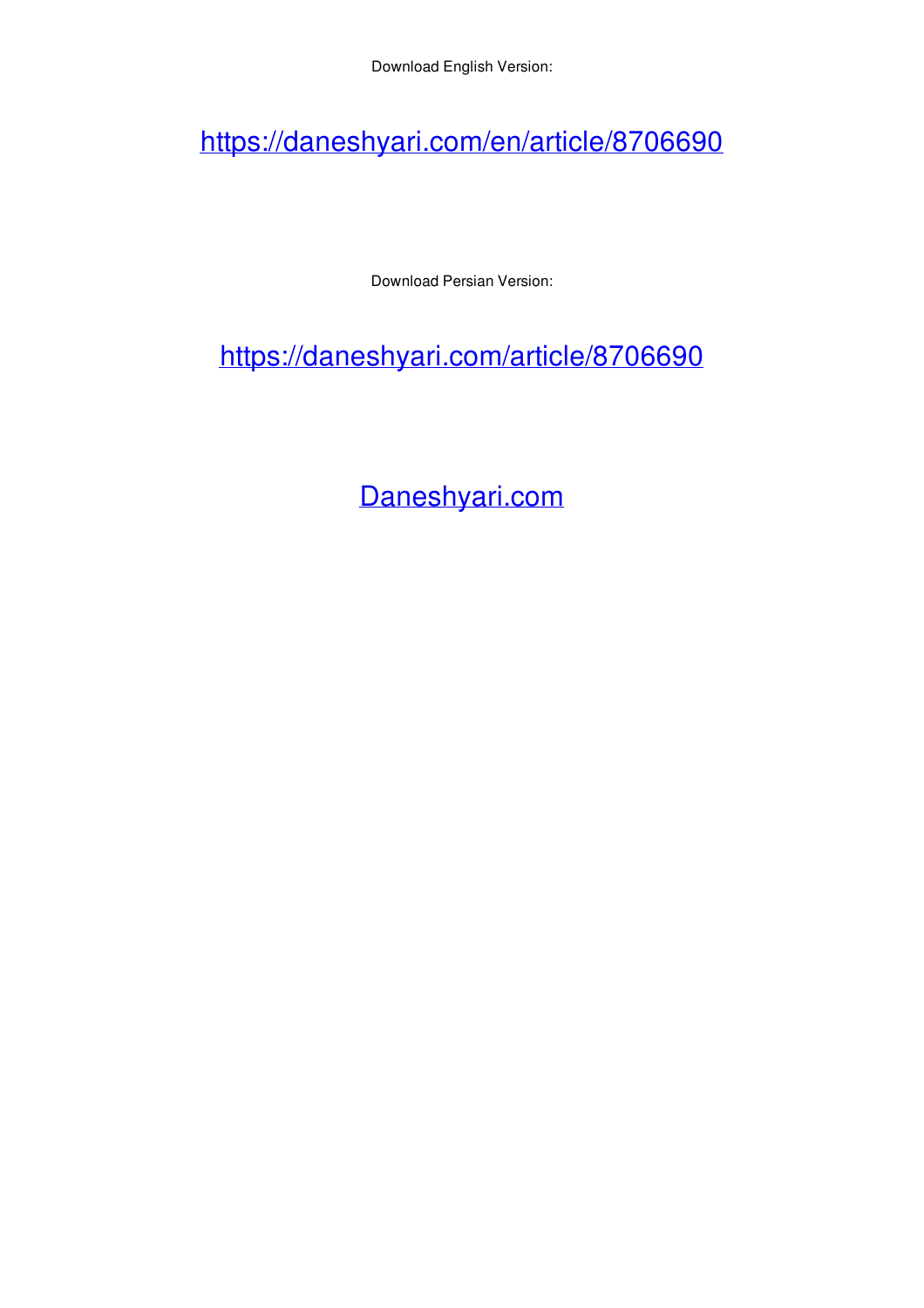Download English Version:

https://daneshyari.com/en/article/8706690

Download Persian Version:

https://daneshyari.com/article/8706690

Daneshyari.com